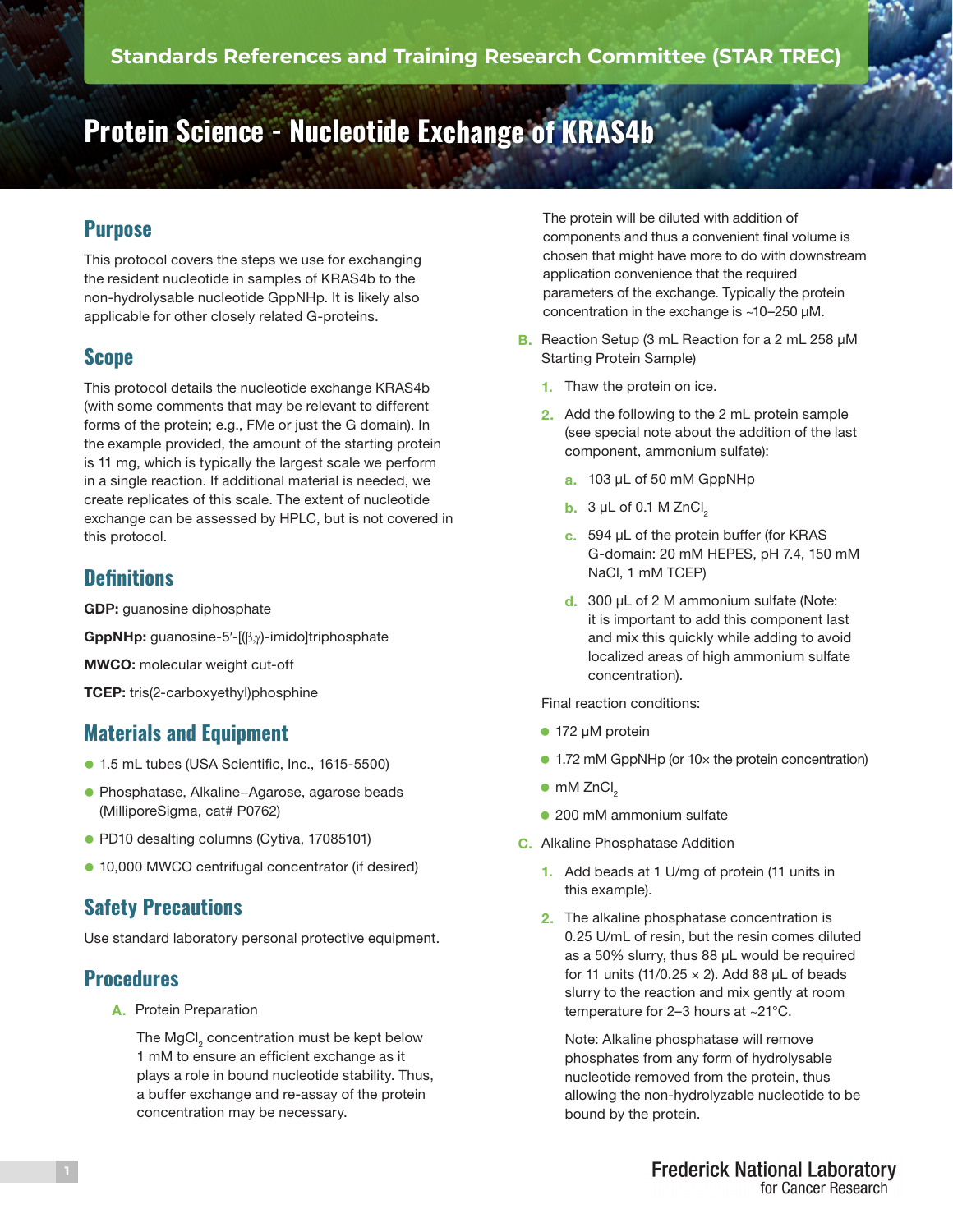Standards References and Training Research Committee (STAR TREC)

# Protein Science - Nucleotide Exchange of KRAS4b

## Purpose

This protocol covers the steps we use for exchanging the resident nucleotide in samples of KRAS4b to the non-hydrolysable nucleotide GppNHp. It is likely also applicable for other closely related G-proteins.

## Scope

This protocol details the nucleotide exchange KRAS4b (with some comments that may be relevant to different forms of the protein; e.g., FMe or just the G domain). In the example provided, the amount of the starting protein is 11 mg, which is typically the largest scale we perform in a single reaction. If additional material is needed, we create replicates of this scale. The extent of nucleotide exchange can be assessed by HPLC, but is not covered in this protocol.

## Definitions

**GDP:** guanosine diphosphate

**GppNHp:** guanosine-5′-[(β,γ)-imido]triphosphate

**MWCO:** molecular weight cut-off

**TCEP:** tris(2-carboxyethyl)phosphine

## Materials and Equipment

- 1.5 mL tubes (USA Scientific, Inc., 1615-5500)
- Phosphatase, Alkaline–Agarose, agarose beads (MilliporeSigma, cat# P0762)
- PD10 desalting columns (Cytiva, 17085101)
- 10,000 MWCO centrifugal concentrator (if desired)

## Safety Precautions

Use standard laboratory personal protective equipment.

## Procedures

A. Protein Preparation

The $MgCl_2$ concentration must be kept below 1 mM to ensure an efficient exchange as it plays a role in bound nucleotide stability. Thus, a buffer exchange and re-assay of the protein concentration may be necessary.

The protein will be diluted with addition of components and thus a convenient final volume is chosen that might have more to do with downstream application convenience that the required parameters of the exchange. Typically the protein concentration in the exchange is ~10–250 µM.

B. Reaction Setup (3 mL Reaction for a 2 mL 258 µM Starting Protein Sample)

1. Thaw the protein on ice.
2. Add the following to the 2 mL protein sample (see special note about the addition of the last component, ammonium sulfate):
   a. 103 µL of 50 mM GppNHp
   b. 3 µL of 0.1 M $ZnCl_2$
   c. 594 µL of the protein buffer (for KRAS G-domain: 20 mM HEPES, pH 7.4, 150 mM NaCl, 1 mM TCEP)
   d. 300 µL of 2 M ammonium sulfate (Note: it is important to add this component last and mix this quickly while adding to avoid localized areas of high ammonium sulfate concentration).

Final reaction conditions:

- 172 µM protein
- 1.72 mM GppNHp (or 10× the protein concentration)
- mM $ZnCl_2$
- 200 mM ammonium sulfate

C. Alkaline Phosphatase Addition

1. Add beads at 1 U/mg of protein (11 units in this example).
2. The alkaline phosphatase concentration is 0.25 U/mL of resin, but the resin comes diluted as a 50% slurry, thus 88 µL would be required for 11 units (11/0.25 × 2). Add 88 µL of beads slurry to the reaction and mix gently at room temperature for 2–3 hours at ~21°C.

   Note: Alkaline phosphatase will remove phosphates from any form of hydrolysable nucleotide removed from the protein, thus allowing the non-hydrolyzable nucleotide to be bound by the protein.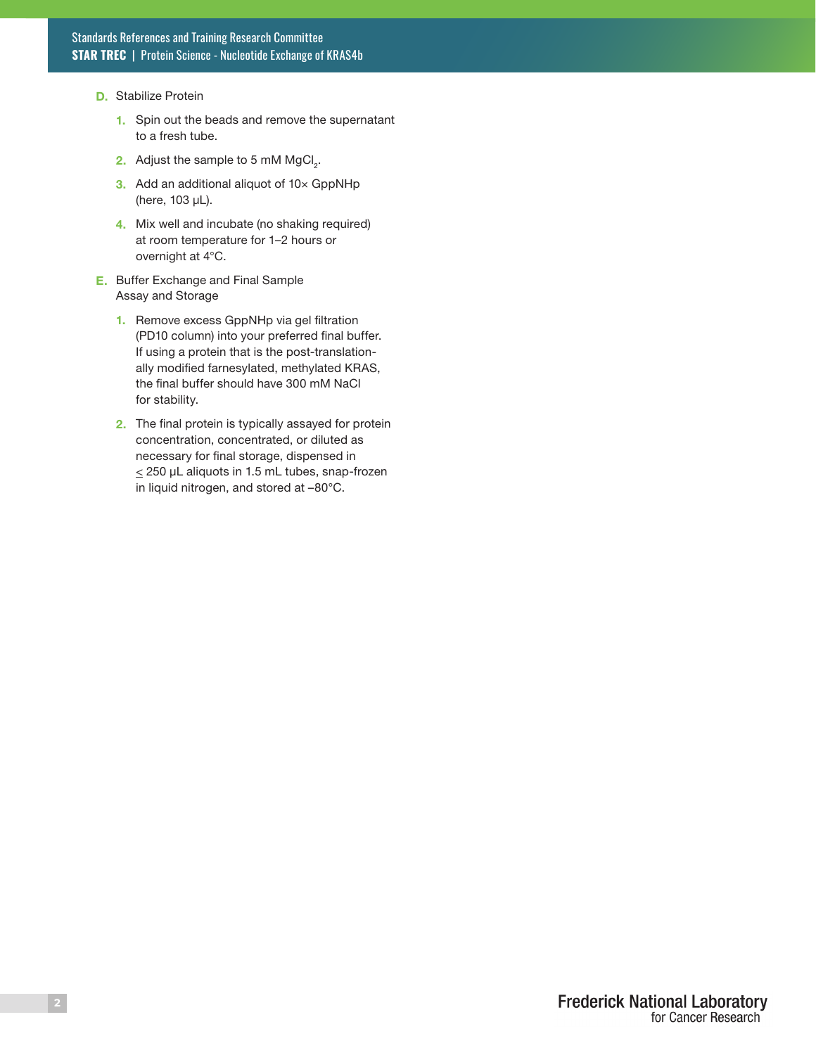D. Stabilize Protein

1. Spin out the beads and remove the supernatant to a fresh tube.

2. Adjust the sample to 5 mM $MgCl_2$.

3. Add an additional aliquot of 10× GppNHp (here, 103 µL).

4. Mix well and incubate (no shaking required) at room temperature for 1–2 hours or overnight at 4°C.

E. Buffer Exchange and Final Sample Assay and Storage

1. Remove excess GppNHp via gel filtration (PD10 column) into your preferred final buffer. If using a protein that is the post-translationally modified farnesylated, methylated KRAS, the final buffer should have 300 mM NaCl for stability.

2. The final protein is typically assayed for protein concentration, concentrated, or diluted as necessary for final storage, dispensed in ≤ 250 µL aliquots in 1.5 mL tubes, snap-frozen in liquid nitrogen, and stored at –80°C.